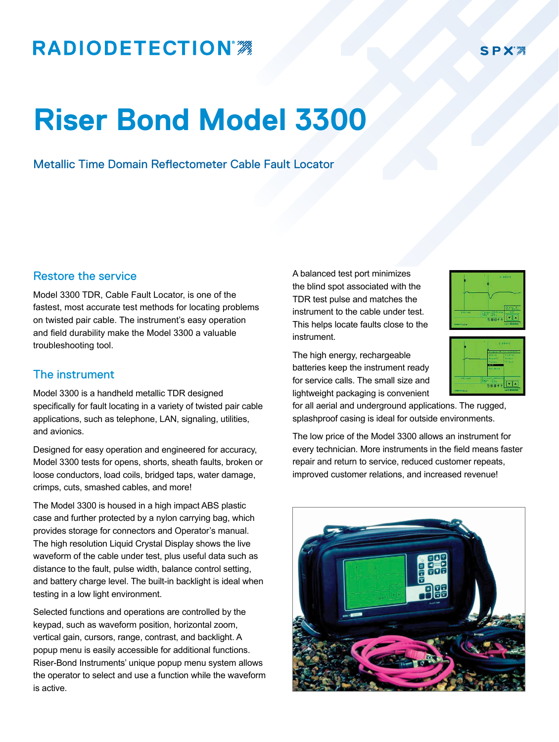RADIODETECTION

SPX

# Riser Bond Model 3300

## Metallic Time Domain Reflectometer Cable Fault Locator

### Restore the service

Model 3300 TDR, Cable Fault Locator, is one of the fastest, most accurate test methods for locating problems on twisted pair cable. The instrument's easy operation and field durability make the Model 3300 a valuable troubleshooting tool.

### The instrument

Model 3300 is a handheld metallic TDR designed specifically for fault locating in a variety of twisted pair cable applications, such as telephone, LAN, signaling, utilities, and avionics.

Designed for easy operation and engineered for accuracy, Model 3300 tests for opens, shorts, sheath faults, broken or loose conductors, load coils, bridged taps, water damage, crimps, cuts, smashed cables, and more!

The Model 3300 is housed in a high impact ABS plastic case and further protected by a nylon carrying bag, which provides storage for connectors and Operator's manual. The high resolution Liquid Crystal Display shows the live waveform of the cable under test, plus useful data such as distance to the fault, pulse width, balance control setting, and battery charge level. The built-in backlight is ideal when testing in a low light environment.

Selected functions and operations are controlled by the keypad, such as waveform position, horizontal zoom, vertical gain, cursors, range, contrast, and backlight. A popup menu is easily accessible for additional functions. Riser-Bond Instruments' unique popup menu system allows the operator to select and use a function while the waveform is active.

A balanced test port minimizes the blind spot associated with the TDR test pulse and matches the instrument to the cable under test. This helps locate faults close to the instrument.

The high energy, rechargeable batteries keep the instrument ready for service calls. The small size and lightweight packaging is convenient for all aerial and underground applications. The rugged, splashproof casing is ideal for outside environments.

The low price of the Model 3300 allows an instrument for every technician. More instruments in the field means faster repair and return to service, reduced customer repeats, improved customer relations, and increased revenue!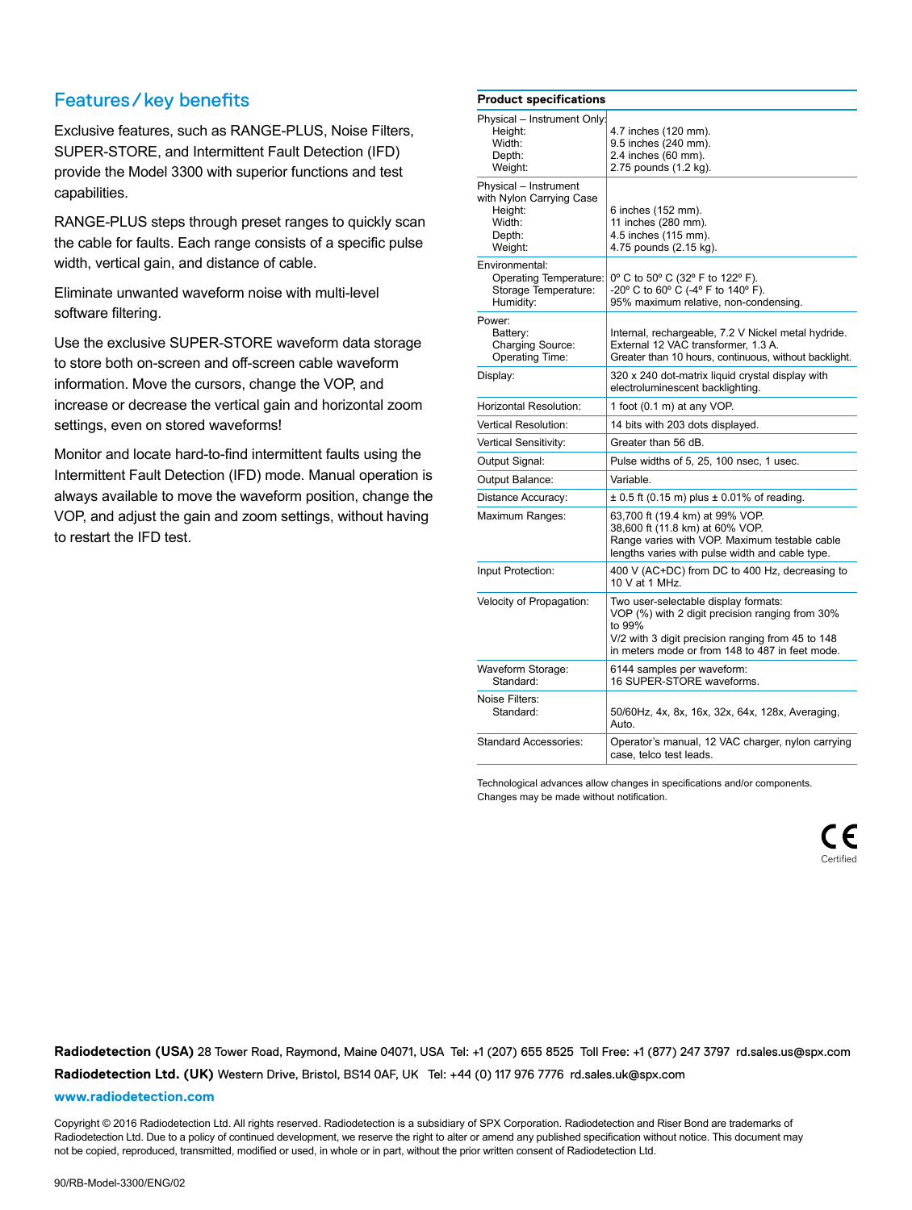## Features / key benefits

Exclusive features, such as RANGE-PLUS, Noise Filters, SUPER-STORE, and Intermittent Fault Detection (IFD) provide the Model 3300 with superior functions and test capabilities.

RANGE-PLUS steps through preset ranges to quickly scan the cable for faults. Each range consists of a specific pulse width, vertical gain, and distance of cable.

Eliminate unwanted waveform noise with multi-level software filtering.

Use the exclusive SUPER-STORE waveform data storage to store both on-screen and off-screen cable waveform information. Move the cursors, change the VOP, and increase or decrease the vertical gain and horizontal zoom settings, even on stored waveforms!

Monitor and locate hard-to-find intermittent faults using the Intermittent Fault Detection (IFD) mode. Manual operation is always available to move the waveform position, change the VOP, and adjust the gain and zoom settings, without having to restart the IFD test.

| **Product specifications** | |
|---|---|
| Physical – Instrument Only:<br>Height:<br>Width:<br>Depth:<br>Weight: | <br>4.7 inches (120 mm).<br>9.5 inches (240 mm).<br>2.4 inches (60 mm).<br>2.75 pounds (1.2 kg). |
| Physical – Instrument with Nylon Carrying Case<br>Height:<br>Width:<br>Depth:<br>Weight: | <br>6 inches (152 mm).<br>11 inches (280 mm).<br>4.5 inches (115 mm).<br>4.75 pounds (2.15 kg). |
| Environmental:<br>Operating Temperature:<br>Storage Temperature:<br>Humidity: | <br>0º C to 50º C (32º F to 122º F).<br>-20º C to 60º C (-4º F to 140º F).<br>95% maximum relative, non-condensing. |
| Power:<br>Battery:<br>Charging Source:<br>Operating Time: | <br>Internal, rechargeable, 7.2 V Nickel metal hydride.<br>External 12 VAC transformer, 1.3 A.<br>Greater than 10 hours, continuous, without backlight. |
| Display: | 320 x 240 dot-matrix liquid crystal display with electroluminescent backlighting. |
| Horizontal Resolution: | 1 foot (0.1 m) at any VOP. |
| Vertical Resolution: | 14 bits with 203 dots displayed. |
| Vertical Sensitivity: | Greater than 56 dB. |
| Output Signal: | Pulse widths of 5, 25, 100 nsec, 1 usec. |
| Output Balance: | Variable. |
| Distance Accuracy: | ± 0.5 ft (0.15 m) plus ± 0.01% of reading. |
| Maximum Ranges: | 63,700 ft (19.4 km) at 99% VOP.<br>38,600 ft (11.8 km) at 60% VOP.<br>Range varies with VOP. Maximum testable cable lengths varies with pulse width and cable type. |
| Input Protection: | 400 V (AC+DC) from DC to 400 Hz, decreasing to 10 V at 1 MHz. |
| Velocity of Propagation: | Two user-selectable display formats:<br>VOP (%) with 2 digit precision ranging from 30% to 99%<br>V/2 with 3 digit precision ranging from 45 to 148 in meters mode or from 148 to 487 in feet mode. |
| Waveform Storage:<br>Standard: | 6144 samples per waveform:<br>16 SUPER-STORE waveforms. |
| Noise Filters:<br>Standard: | <br>50/60Hz, 4x, 8x, 16x, 32x, 64x, 128x, Averaging, Auto. |
| Standard Accessories: | Operator's manual, 12 VAC charger, nylon carrying case, telco test leads. |

Technological advances allow changes in specifications and/or components. Changes may be made without notification.

CE Certified

**Radiodetection (USA)** 28 Tower Road, Raymond, Maine 04071, USA Tel: +1 (207) 655 8525 Toll Free: +1 (877) 247 3797 rd.sales.us@spx.com

**Radiodetection Ltd. (UK)** Western Drive, Bristol, BS14 0AF, UK Tel: +44 (0) 117 976 7776 rd.sales.uk@spx.com

**www.radiodetection.com**

Copyright © 2016 Radiodetection Ltd. All rights reserved. Radiodetection is a subsidiary of SPX Corporation. Radiodetection and Riser Bond are trademarks of Radiodetection Ltd. Due to a policy of continued development, we reserve the right to alter or amend any published specification without notice. This document may not be copied, reproduced, transmitted, modified or used, in whole or in part, without the prior written consent of Radiodetection Ltd.

90/RB-Model-3300/ENG/02